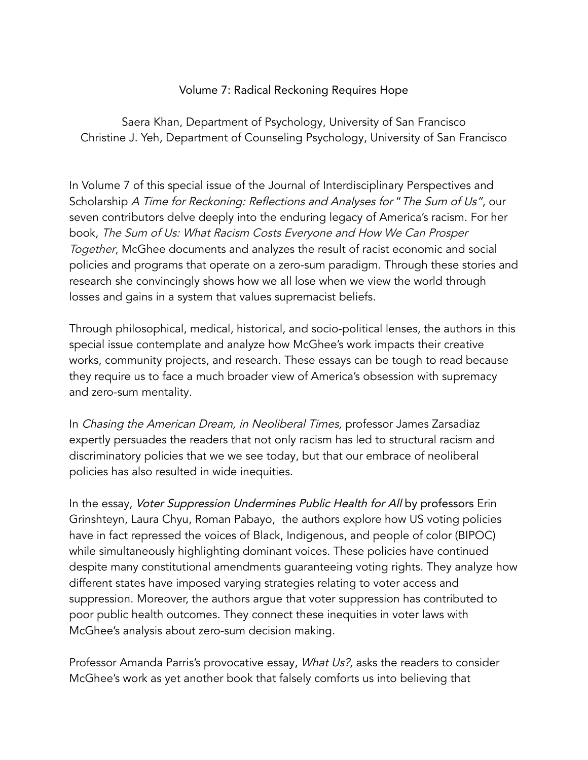# Volume 7: Radical Reckoning Requires Hope

Saera Khan, Department of Psychology, University of San Francisco
Christine J. Yeh, Department of Counseling Psychology, University of San Francisco

In Volume 7 of this special issue of the Journal of Interdisciplinary Perspectives and Scholarship *A Time for Reckoning: Reflections and Analyses for " The Sum of Us"*, our seven contributors delve deeply into the enduring legacy of America's racism. For her book, *The Sum of Us: What Racism Costs Everyone and How We Can Prosper Together*, McGhee documents and analyzes the result of racist economic and social policies and programs that operate on a zero-sum paradigm. Through these stories and research she convincingly shows how we all lose when we view the world through losses and gains in a system that values supremacist beliefs.

Through philosophical, medical, historical, and socio-political lenses, the authors in this special issue contemplate and analyze how McGhee's work impacts their creative works, community projects, and research. These essays can be tough to read because they require us to face a much broader view of America's obsession with supremacy and zero-sum mentality.

In *Chasing the American Dream, in Neoliberal Times,* professor James Zarsadiaz expertly persuades the readers that not only racism has led to structural racism and discriminatory policies that we we see today, but that our embrace of neoliberal policies has also resulted in wide inequities.

In the essay, *Voter Suppression Undermines Public Health for All* by professors Erin Grinshteyn, Laura Chyu, Roman Pabayo, the authors explore how US voting policies have in fact repressed the voices of Black, Indigenous, and people of color (BIPOC) while simultaneously highlighting dominant voices. These policies have continued despite many constitutional amendments guaranteeing voting rights. They analyze how different states have imposed varying strategies relating to voter access and suppression. Moreover, the authors argue that voter suppression has contributed to poor public health outcomes. They connect these inequities in voter laws with McGhee's analysis about zero-sum decision making.

Professor Amanda Parris's provocative essay, *What Us?*, asks the readers to consider McGhee's work as yet another book that falsely comforts us into believing that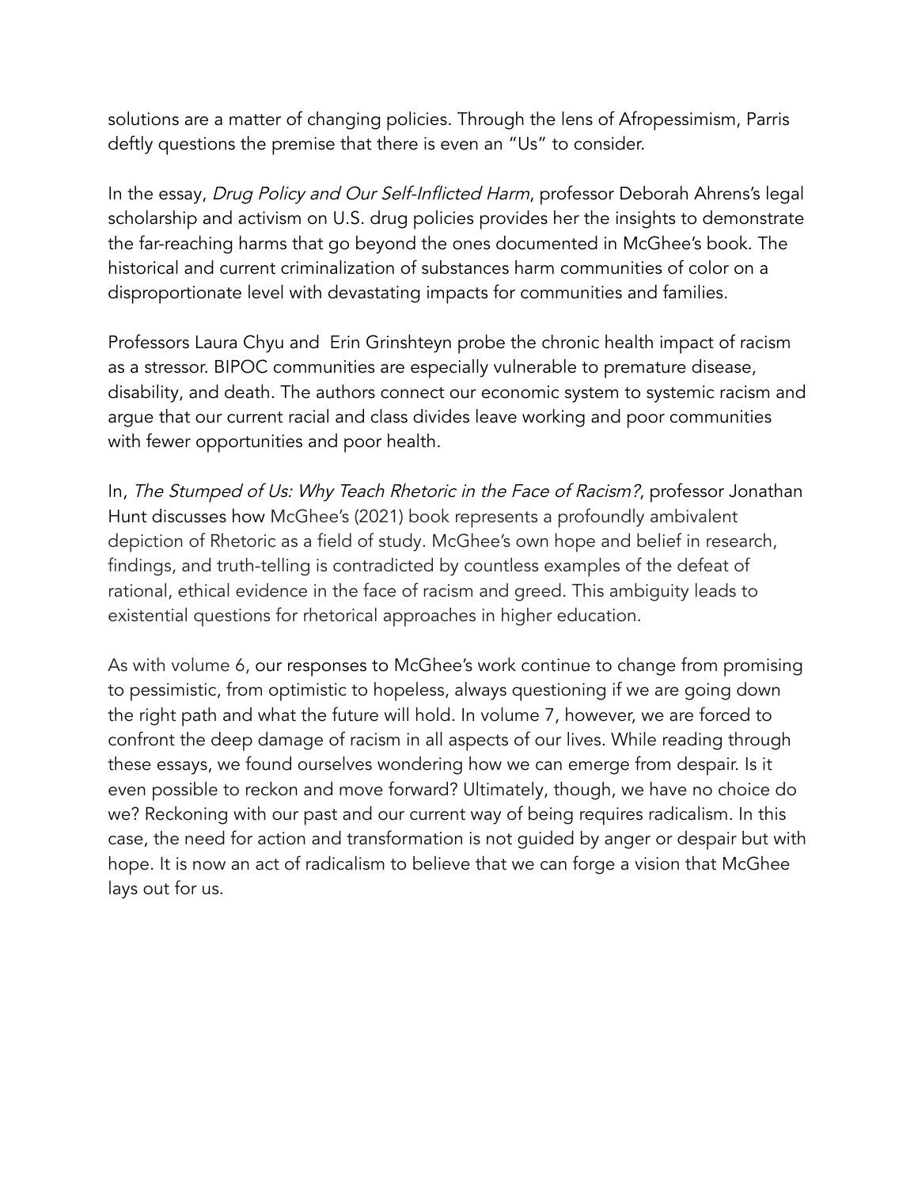solutions are a matter of changing policies. Through the lens of Afropessimism, Parris deftly questions the premise that there is even an "Us" to consider.

In the essay, *Drug Policy and Our Self-Inflicted Harm*, professor Deborah Ahrens's legal scholarship and activism on U.S. drug policies provides her the insights to demonstrate the far-reaching harms that go beyond the ones documented in McGhee's book. The historical and current criminalization of substances harm communities of color on a disproportionate level with devastating impacts for communities and families.

Professors Laura Chyu and  Erin Grinshteyn probe the chronic health impact of racism as a stressor. BIPOC communities are especially vulnerable to premature disease, disability, and death. The authors connect our economic system to systemic racism and argue that our current racial and class divides leave working and poor communities with fewer opportunities and poor health.

In, *The Stumped of Us: Why Teach Rhetoric in the Face of Racism?*, professor Jonathan Hunt discusses how McGhee's (2021) book represents a profoundly ambivalent depiction of Rhetoric as a field of study. McGhee's own hope and belief in research, findings, and truth-telling is contradicted by countless examples of the defeat of rational, ethical evidence in the face of racism and greed. This ambiguity leads to existential questions for rhetorical approaches in higher education.

As with volume 6, our responses to McGhee's work continue to change from promising to pessimistic, from optimistic to hopeless, always questioning if we are going down the right path and what the future will hold. In volume 7, however, we are forced to confront the deep damage of racism in all aspects of our lives. While reading through these essays, we found ourselves wondering how we can emerge from despair. Is it even possible to reckon and move forward? Ultimately, though, we have no choice do we? Reckoning with our past and our current way of being requires radicalism. In this case, the need for action and transformation is not guided by anger or despair but with hope. It is now an act of radicalism to believe that we can forge a vision that McGhee lays out for us.